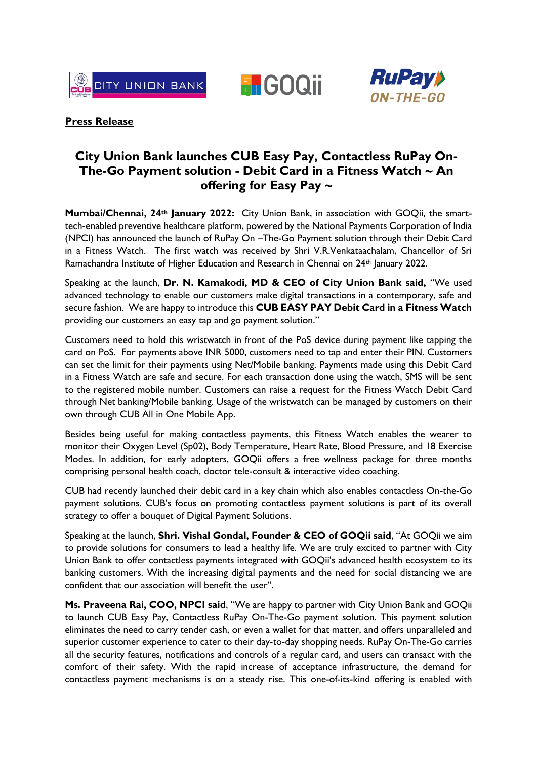**Press Release**

# City Union Bank launches CUB Easy Pay, Contactless RuPay On-The-Go Payment solution - Debit Card in a Fitness Watch ~ An offering for Easy Pay ~

**Mumbai/Chennai, 24th January 2022:** City Union Bank, in association with GOQii, the smart-tech-enabled preventive healthcare platform, powered by the National Payments Corporation of India (NPCI) has announced the launch of RuPay On –The-Go Payment solution through their Debit Card in a Fitness Watch. The first watch was received by Shri V.R.Venkataachalam, Chancellor of Sri Ramachandra Institute of Higher Education and Research in Chennai on 24th January 2022.

Speaking at the launch, **Dr. N. Kamakodi, MD & CEO of City Union Bank said,** "We used advanced technology to enable our customers make digital transactions in a contemporary, safe and secure fashion. We are happy to introduce this **CUB EASY PAY Debit Card in a Fitness Watch** providing our customers an easy tap and go payment solution."

Customers need to hold this wristwatch in front of the PoS device during payment like tapping the card on PoS. For payments above INR 5000, customers need to tap and enter their PIN. Customers can set the limit for their payments using Net/Mobile banking. Payments made using this Debit Card in a Fitness Watch are safe and secure. For each transaction done using the watch, SMS will be sent to the registered mobile number. Customers can raise a request for the Fitness Watch Debit Card through Net banking/Mobile banking. Usage of the wristwatch can be managed by customers on their own through CUB All in One Mobile App.

Besides being useful for making contactless payments, this Fitness Watch enables the wearer to monitor their Oxygen Level (Sp02), Body Temperature, Heart Rate, Blood Pressure, and 18 Exercise Modes. In addition, for early adopters, GOQii offers a free wellness package for three months comprising personal health coach, doctor tele-consult & interactive video coaching.

CUB had recently launched their debit card in a key chain which also enables contactless On-the-Go payment solutions. CUB's focus on promoting contactless payment solutions is part of its overall strategy to offer a bouquet of Digital Payment Solutions.

Speaking at the launch, **Shri. Vishal Gondal, Founder & CEO of GOQii said**, "At GOQii we aim to provide solutions for consumers to lead a healthy life. We are truly excited to partner with City Union Bank to offer contactless payments integrated with GOQii's advanced health ecosystem to its banking customers. With the increasing digital payments and the need for social distancing we are confident that our association will benefit the user".

**Ms. Praveena Rai, COO, NPCI said**, "We are happy to partner with City Union Bank and GOQii to launch CUB Easy Pay, Contactless RuPay On-The-Go payment solution. This payment solution eliminates the need to carry tender cash, or even a wallet for that matter, and offers unparalleled and superior customer experience to cater to their day-to-day shopping needs. RuPay On-The-Go carries all the security features, notifications and controls of a regular card, and users can transact with the comfort of their safety. With the rapid increase of acceptance infrastructure, the demand for contactless payment mechanisms is on a steady rise. This one-of-its-kind offering is enabled with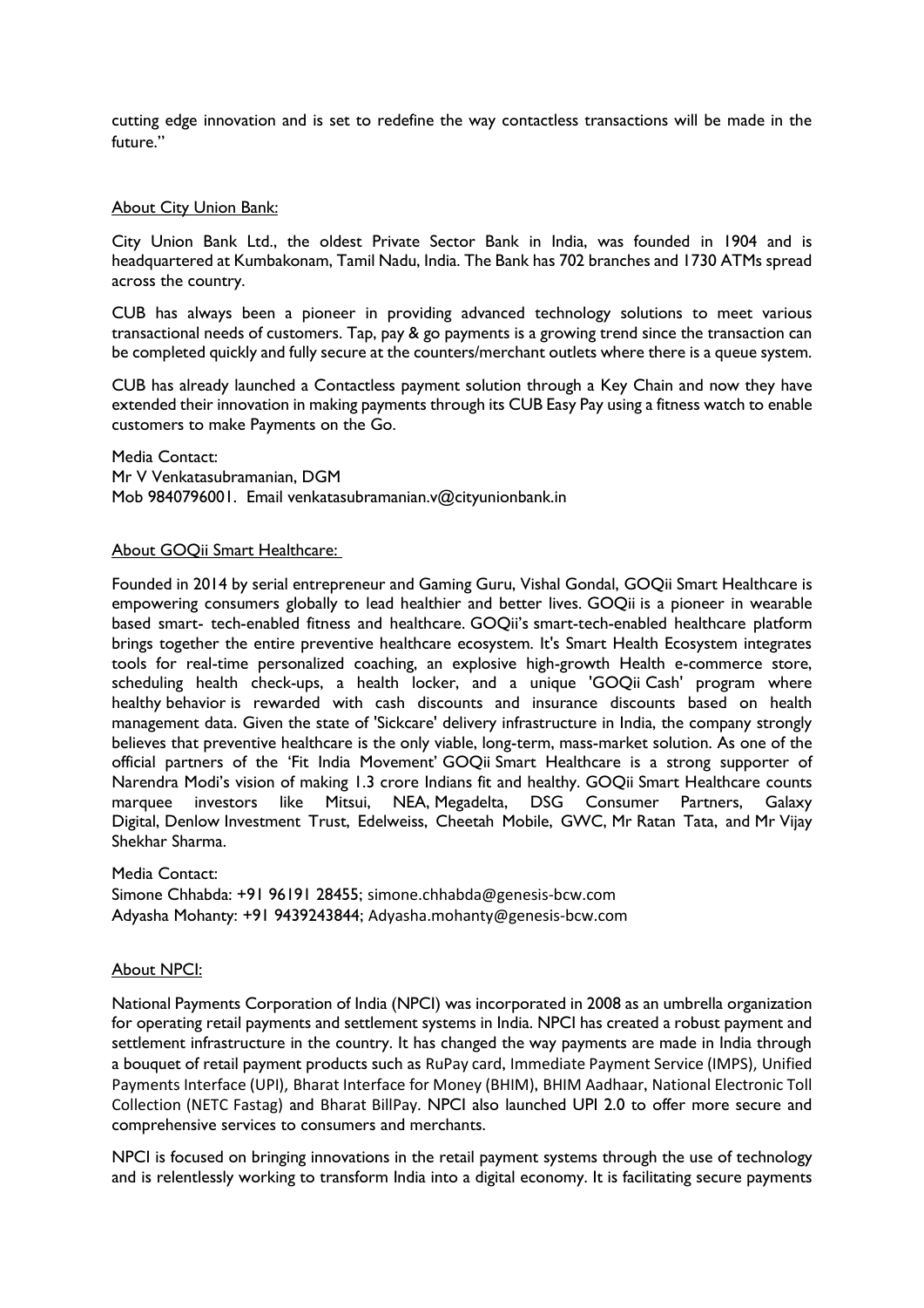cutting edge innovation and is set to redefine the way contactless transactions will be made in the future."

## About City Union Bank:

City Union Bank Ltd., the oldest Private Sector Bank in India, was founded in 1904 and is headquartered at Kumbakonam, Tamil Nadu, India. The Bank has 702 branches and 1730 ATMs spread across the country.

CUB has always been a pioneer in providing advanced technology solutions to meet various transactional needs of customers. Tap, pay & go payments is a growing trend since the transaction can be completed quickly and fully secure at the counters/merchant outlets where there is a queue system.

CUB has already launched a Contactless payment solution through a Key Chain and now they have extended their innovation in making payments through its CUB Easy Pay using a fitness watch to enable customers to make Payments on the Go.

Media Contact:
Mr V Venkatasubramanian, DGM
Mob 9840796001. Email venkatasubramanian.v@cityunionbank.in

## About GOQii Smart Healthcare:

Founded in 2014 by serial entrepreneur and Gaming Guru, Vishal Gondal, GOQii Smart Healthcare is empowering consumers globally to lead healthier and better lives. GOQii is a pioneer in wearable based smart- tech-enabled fitness and healthcare. GOQii's smart-tech-enabled healthcare platform brings together the entire preventive healthcare ecosystem. It's Smart Health Ecosystem integrates tools for real-time personalized coaching, an explosive high-growth Health e-commerce store, scheduling health check-ups, a health locker, and a unique 'GOQii Cash' program where healthy behavior is rewarded with cash discounts and insurance discounts based on health management data. Given the state of 'Sickcare' delivery infrastructure in India, the company strongly believes that preventive healthcare is the only viable, long-term, mass-market solution. As one of the official partners of the 'Fit India Movement' GOQii Smart Healthcare is a strong supporter of Narendra Modi's vision of making 1.3 crore Indians fit and healthy. GOQii Smart Healthcare counts marquee investors like Mitsui, NEA, Megadelta, DSG Consumer Partners, Galaxy Digital, Denlow Investment Trust, Edelweiss, Cheetah Mobile, GWC, Mr Ratan Tata, and Mr Vijay Shekhar Sharma.

Media Contact:
Simone Chhabda: +91 96191 28455; simone.chhabda@genesis-bcw.com
Adyasha Mohanty: +91 9439243844; Adyasha.mohanty@genesis-bcw.com

## About NPCI:

National Payments Corporation of India (NPCI) was incorporated in 2008 as an umbrella organization for operating retail payments and settlement systems in India. NPCI has created a robust payment and settlement infrastructure in the country. It has changed the way payments are made in India through a bouquet of retail payment products such as RuPay card, Immediate Payment Service (IMPS), Unified Payments Interface (UPI), Bharat Interface for Money (BHIM), BHIM Aadhaar, National Electronic Toll Collection (NETC Fastag) and Bharat BillPay. NPCI also launched UPI 2.0 to offer more secure and comprehensive services to consumers and merchants.

NPCI is focused on bringing innovations in the retail payment systems through the use of technology and is relentlessly working to transform India into a digital economy. It is facilitating secure payments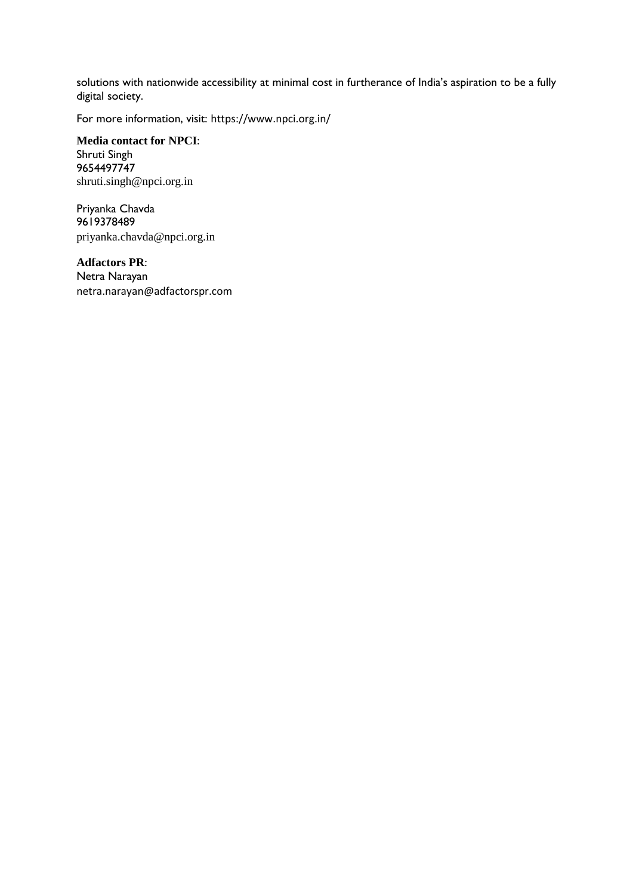solutions with nationwide accessibility at minimal cost in furtherance of India's aspiration to be a fully digital society.

For more information, visit: https://www.npci.org.in/

**Media contact for NPCI**:
Shruti Singh
9654497747
shruti.singh@npci.org.in

Priyanka Chavda
9619378489
priyanka.chavda@npci.org.in

**Adfactors PR**:
Netra Narayan
netra.narayan@adfactorspr.com